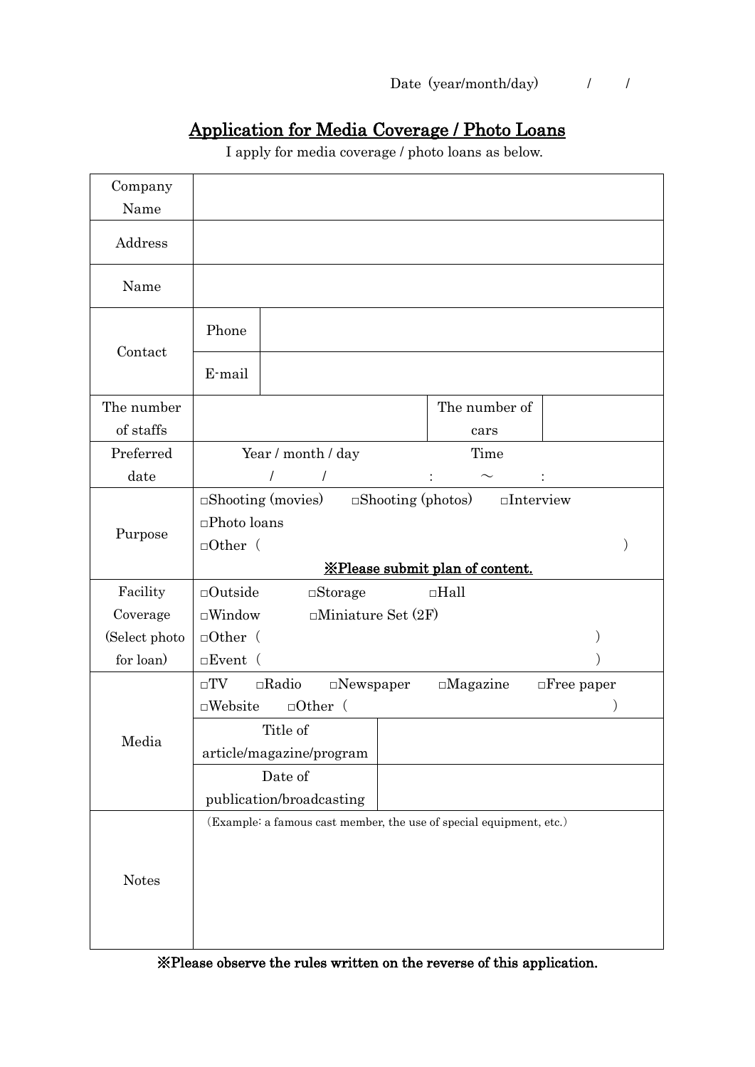Date (year/month/day)　　/　　/

# Application for Media Coverage / Photo Loans

I apply for media coverage / photo loans as below.

| | | | | |
|---|---|---|---|---|
| Company Name | | | | |
| Address | | | | |
| Name | | | | |
| Contact | Phone | | | |
| | E-mail | | | |
| The number of staffs | | | The number of cars | |
| Preferred date | Year / month / day<br>/　　/ | | Time<br>:　　～　　: | |
| Purpose | □Shooting (movies)　□Shooting (photos)　□Interview<br>□Photo loans<br>□Other（　　　　　　　　　　　　）<br>**※Please submit plan of content.** | | | |
| Facility Coverage (Select photo for loan) | □Outside　□Storage　□Hall<br>□Window　□Miniature Set (2F)<br>□Other（　　　　　　　　　　　　）<br>□Event（　　　　　　　　　　　　） | | | |
| Media | □TV　□Radio　□Newspaper　□Magazine　□Free paper<br>□Website　□Other（　　　　　　　　　　　　） | | | |
| | Title of article/magazine/program | | | |
| | Date of publication/broadcasting | | | |
| Notes | (Example: a famous cast member, the use of special equipment, etc.) | | | |

**※Please observe the rules written on the reverse of this application.**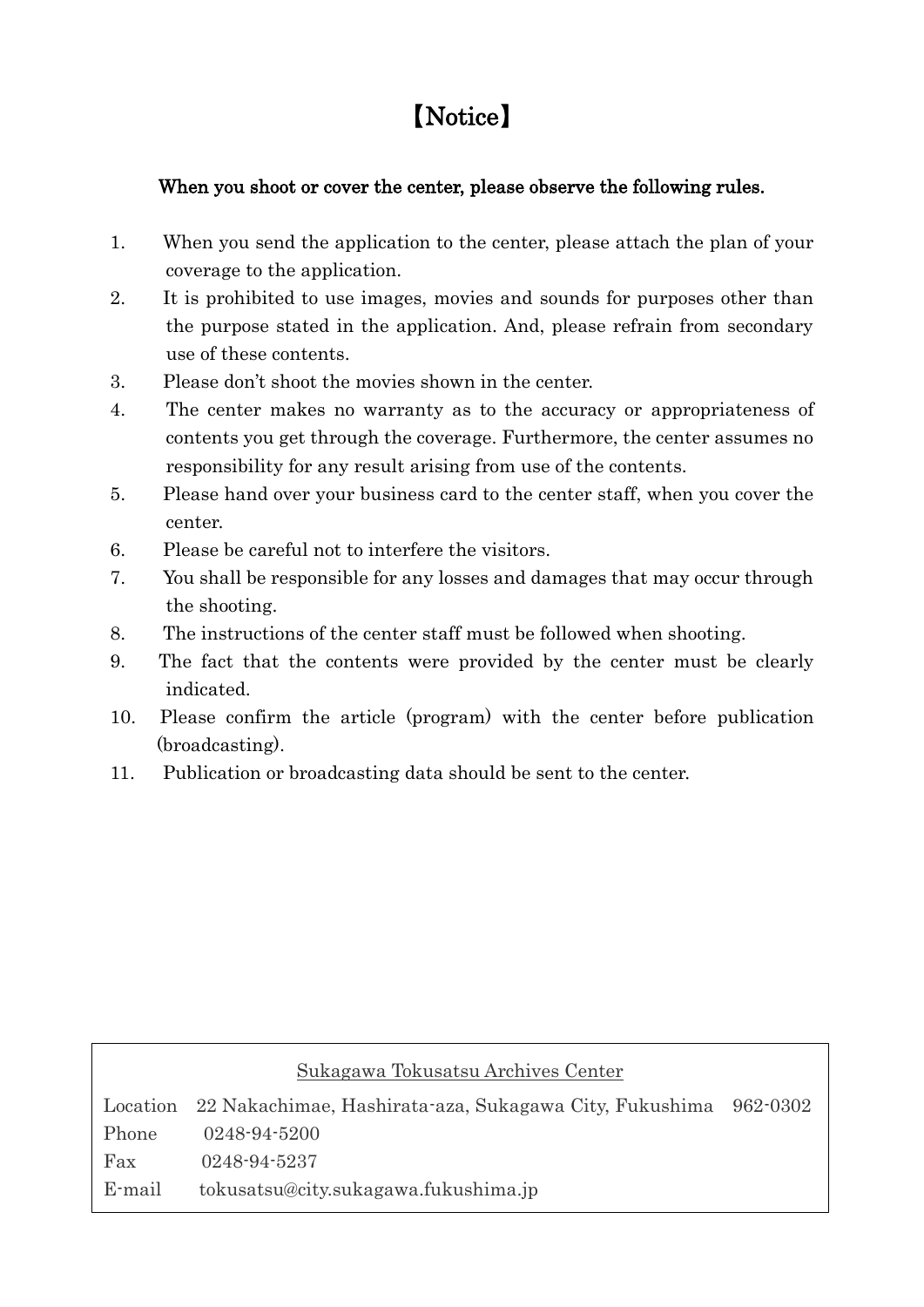# 【Notice】

**When you shoot or cover the center, please observe the following rules.**

1. When you send the application to the center, please attach the plan of your coverage to the application.
2. It is prohibited to use images, movies and sounds for purposes other than the purpose stated in the application. And, please refrain from secondary use of these contents.
3. Please don't shoot the movies shown in the center.
4. The center makes no warranty as to the accuracy or appropriateness of contents you get through the coverage. Furthermore, the center assumes no responsibility for any result arising from use of the contents.
5. Please hand over your business card to the center staff, when you cover the center.
6. Please be careful not to interfere the visitors.
7. You shall be responsible for any losses and damages that may occur through the shooting.
8. The instructions of the center staff must be followed when shooting.
9. The fact that the contents were provided by the center must be clearly indicated.
10. Please confirm the article (program) with the center before publication (broadcasting).
11. Publication or broadcasting data should be sent to the center.

Sukagawa Tokusatsu Archives Center

| | |
|---|---|
| Location | 22 Nakachimae, Hashirata-aza, Sukagawa City, Fukushima 962-0302 |
| Phone | 0248-94-5200 |
| Fax | 0248-94-5237 |
| E-mail | tokusatsu@city.sukagawa.fukushima.jp |